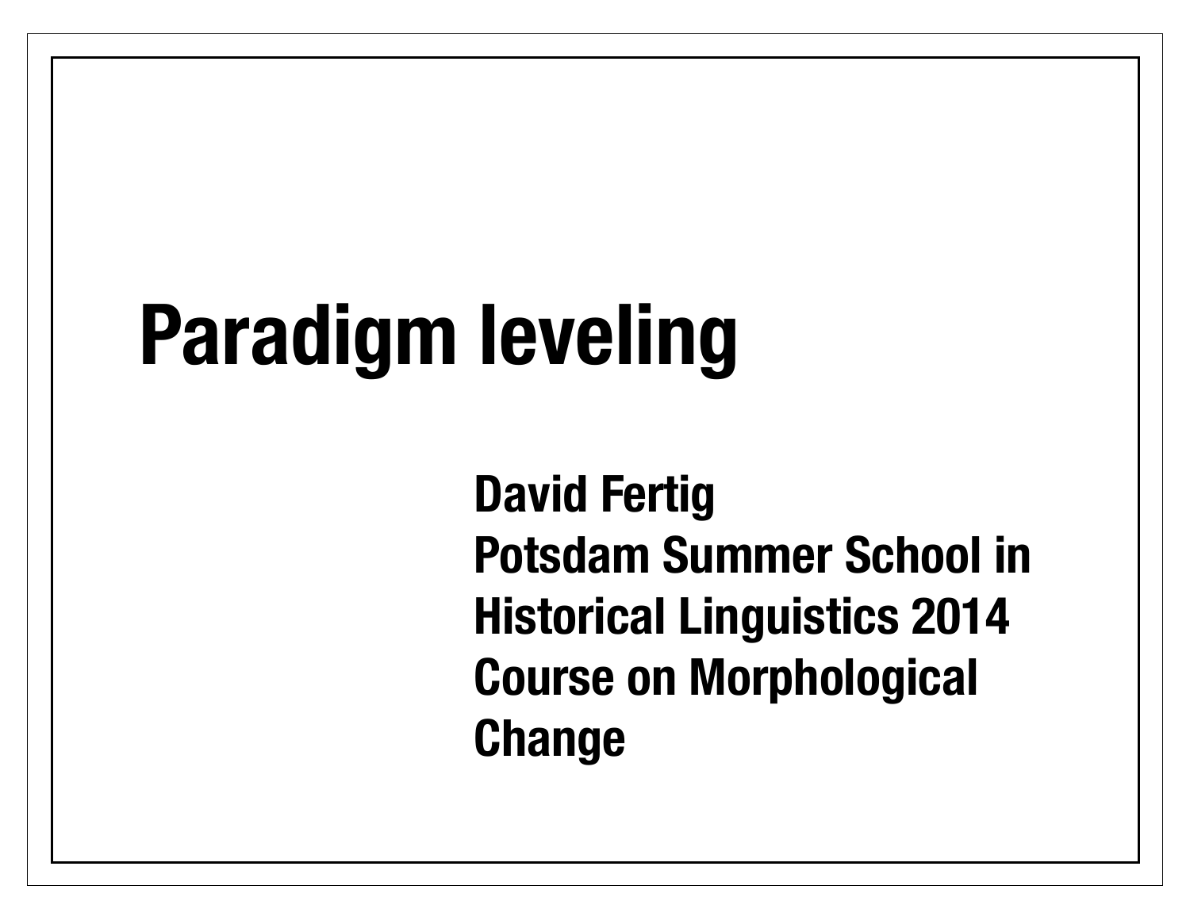# Paradigm leveling

**David Fertig**
**Potsdam Summer School in Historical Linguistics 2014**
**Course on Morphological Change**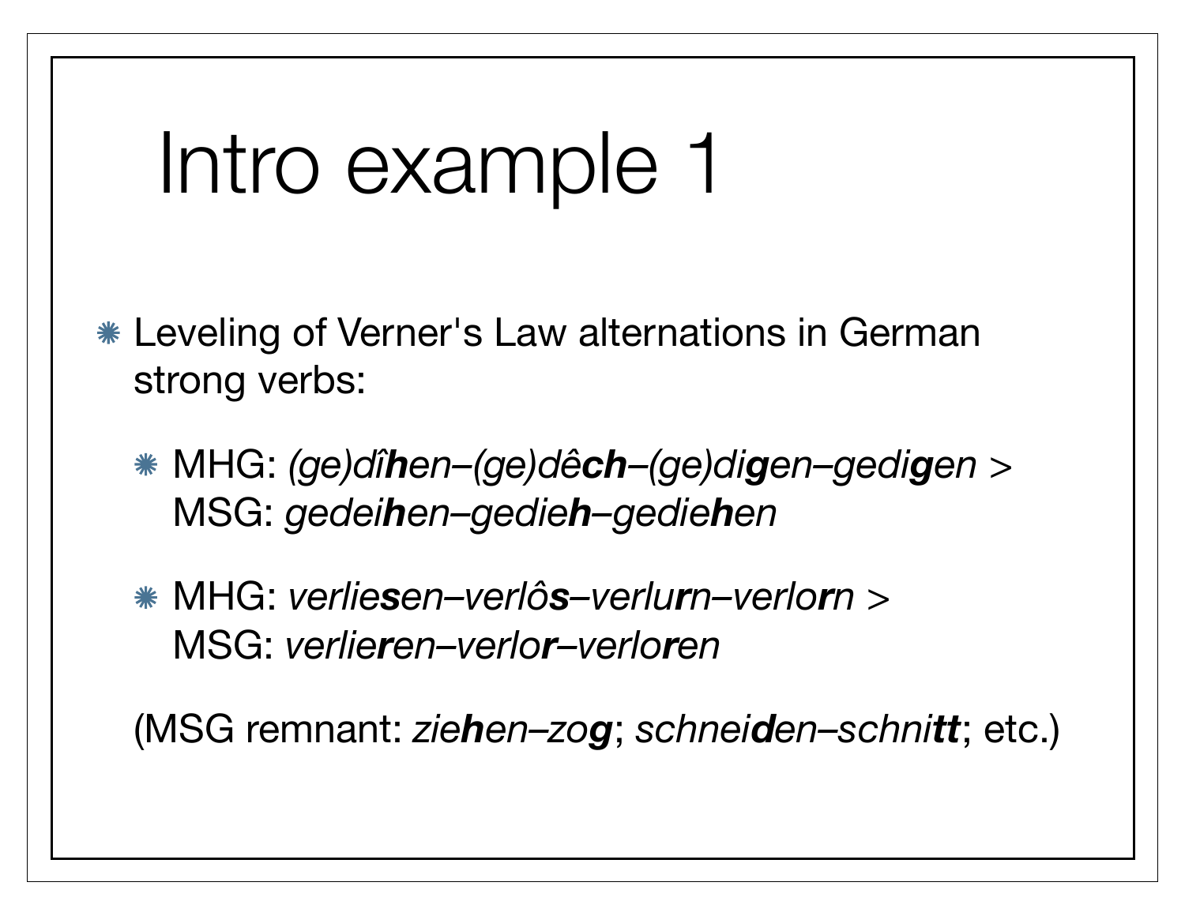# Intro example 1

- Leveling of Verner's Law alternations in German strong verbs:
  - MHG: *(ge)dî**h**en–(ge)dê**ch**–(ge)di**g**en–gedi**g**en* >
    MSG: *gedei**h**en–gedie**h**–gedie**h**en*
  - MHG: *verlie**s**en–verlô**s**–verlu**r**n–verlo**r**n* >
    MSG: *verlie**r**en–verlo**r**–verlo**r**en*

  (MSG remnant: *zie**h**en–zo**g***; *schnei**d**en–schni**tt***; etc.)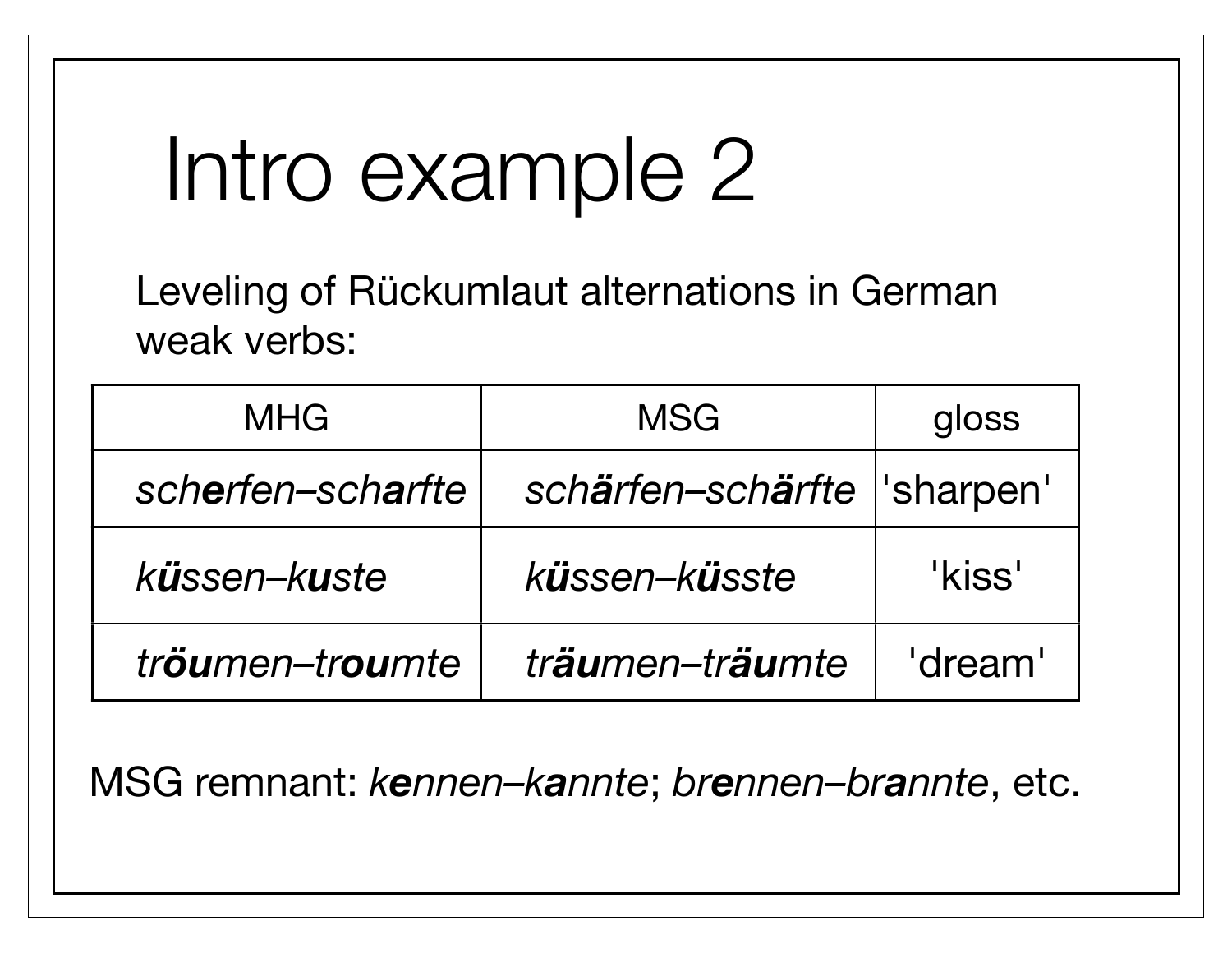# Intro example 2

Leveling of Rückumlaut alternations in German weak verbs:

| MHG | MSG | gloss |
|---|---|---|
| *sch**e**rfen–sch**a**rfte* | *sch**ä**rfen–sch**ä**rfte* | 'sharpen' |
| *k**ü**ssen–k**u**ste* | *k**ü**ssen–k**ü**sste* | 'kiss' |
| *tr**öu**men–tr**ou**mte* | *tr**äu**men–tr**äu**mte* | 'dream' |

MSG remnant: *k**e**nnen–k**a**nnte*; *br**e**nnen–br**a**nnte*, etc.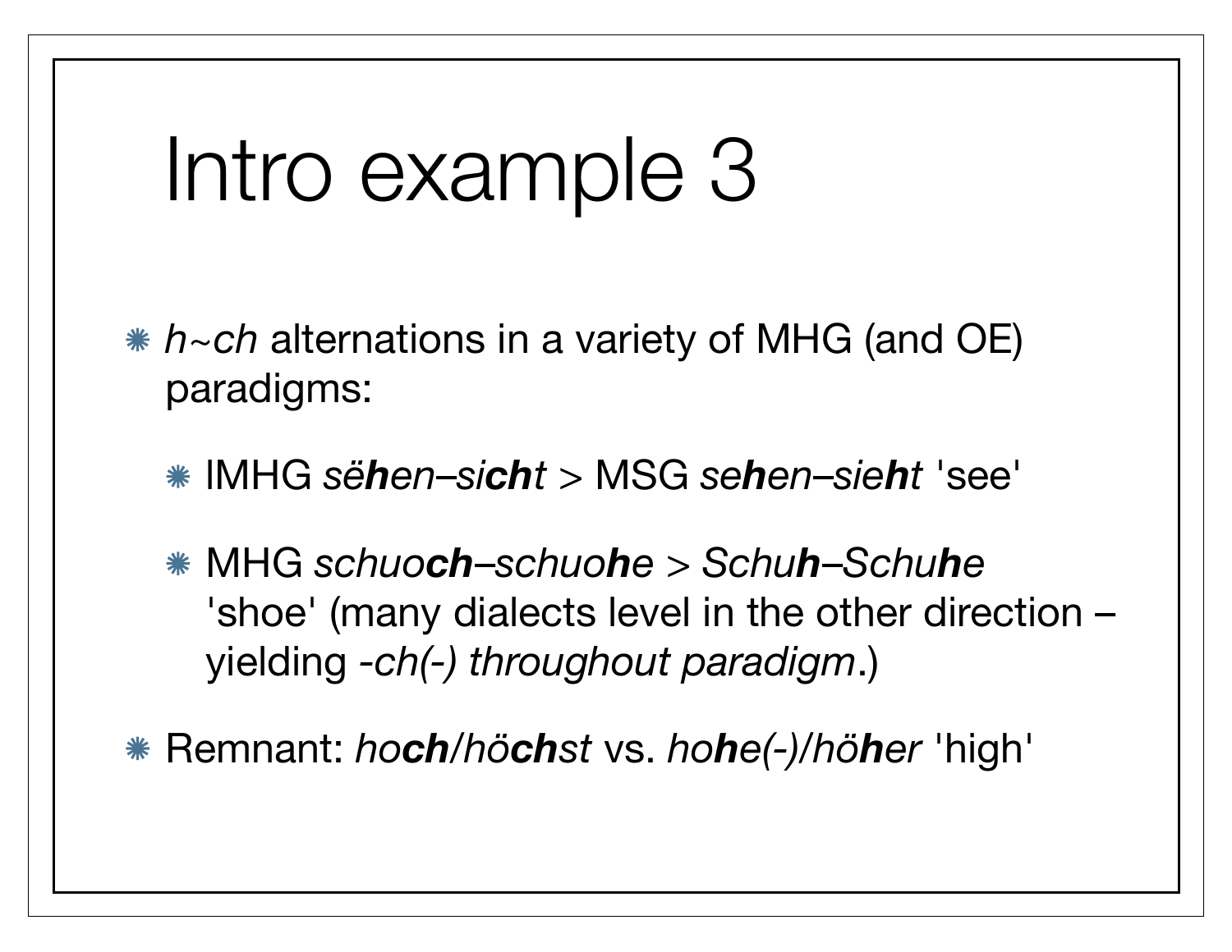# Intro example 3

- *h~ch* alternations in a variety of MHG (and OE) paradigms:
  - lMHG *së**h**en–si**ch**t* > MSG *se**h**en–sie**h**t* 'see'
  - MHG *schuo**ch**–schuo**h**e* > *Schu**h**–Schu**h**e* 'shoe' (many dialects level in the other direction – yielding *-ch(-) throughout paradigm*.)
- Remnant: *ho**ch**/hö**ch**st* vs. *ho**h**e(-)/hö**h**er* 'high'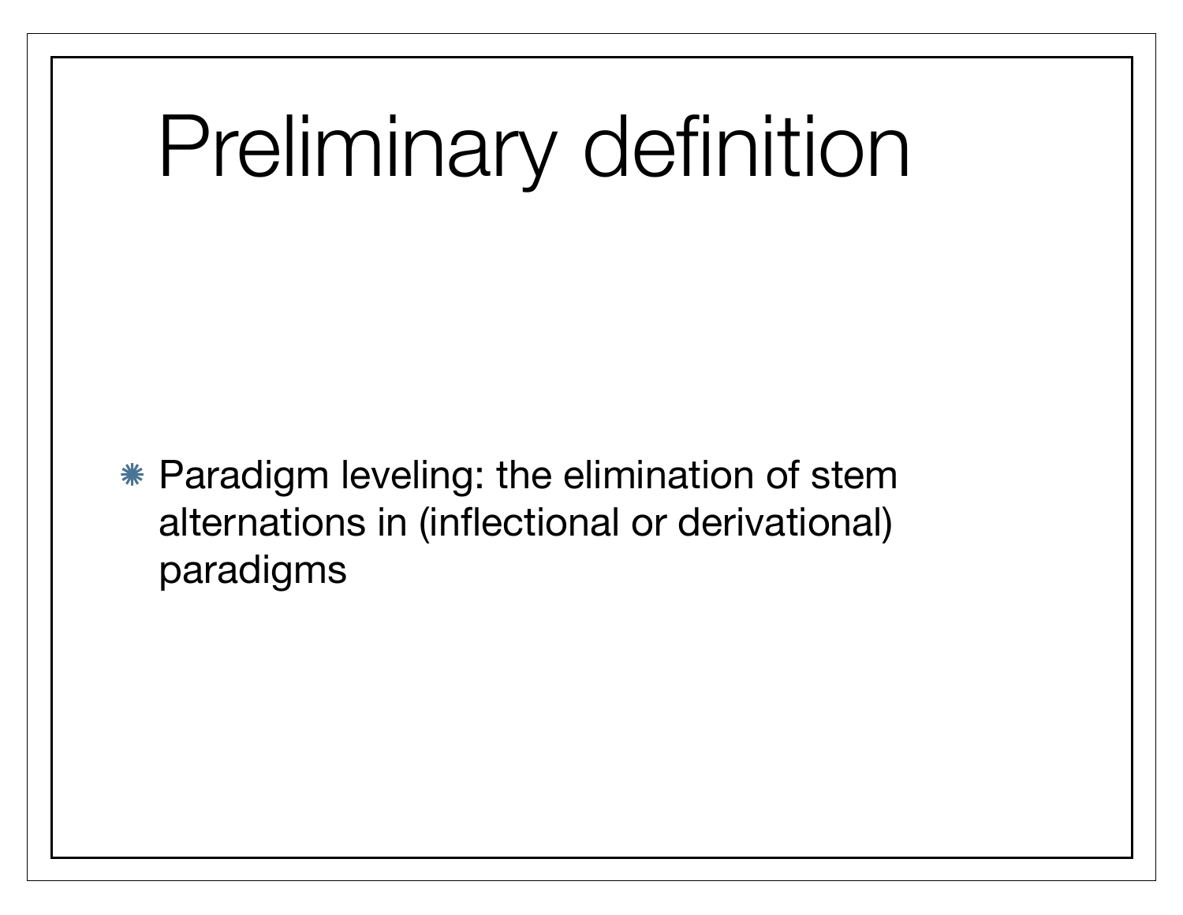# Preliminary definition

- Paradigm leveling: the elimination of stem alternations in (inflectional or derivational) paradigms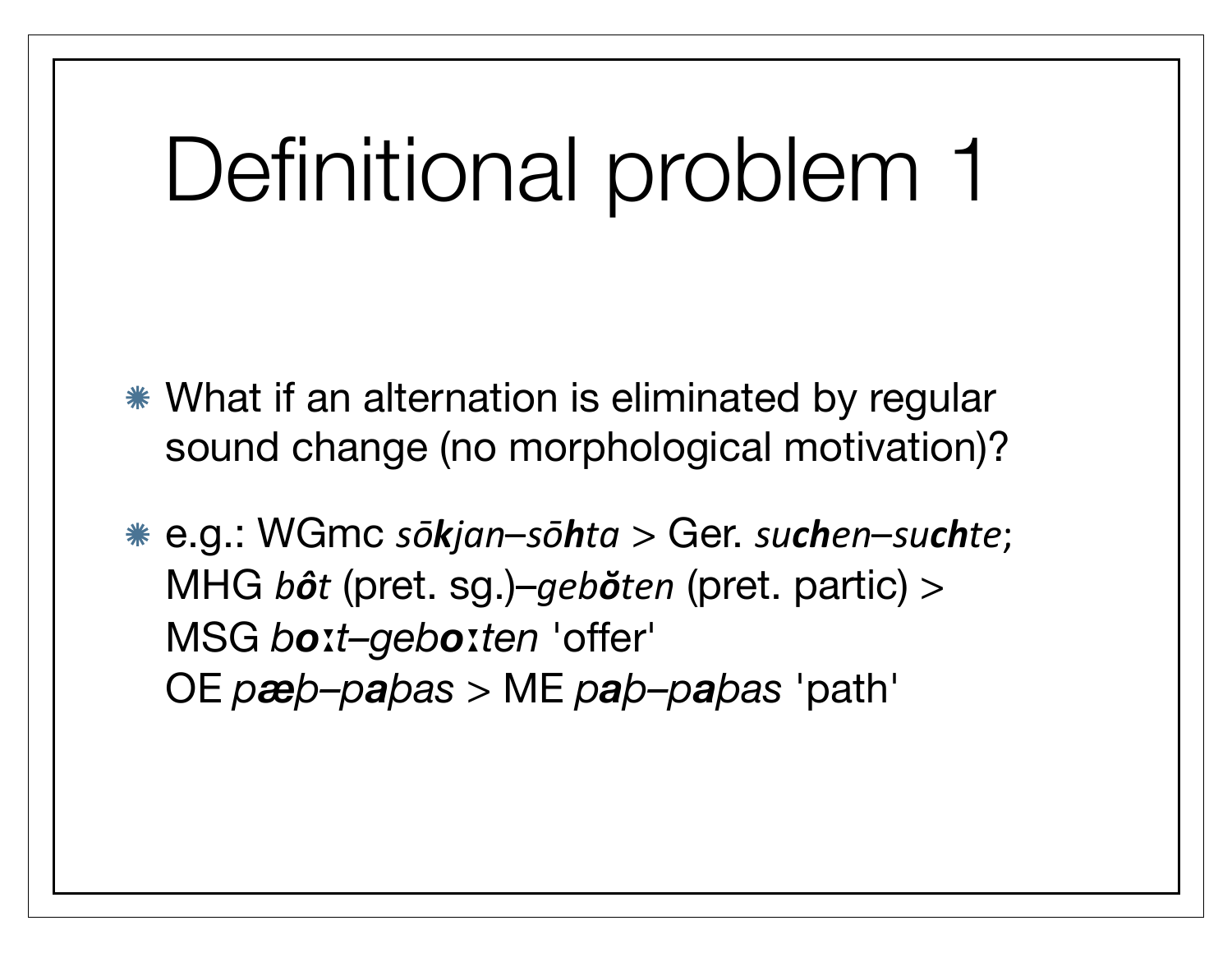# Definitional problem 1

- What if an alternation is eliminated by regular sound change (no morphological motivation)?
- e.g.: WGmc *sō**k**jan–sō**h**ta* > Ger. *su**ch**en–su**ch**te*;
  MHG *b**ô**t* (pret. sg.)–*geb**ŏ**ten* (pret. partic) >
  MSG *b**oː**t–geb**oː**ten* 'offer'
  OE *p**æ**þ–p**a**þas* > ME *p**a**þ–p**a**þas* 'path'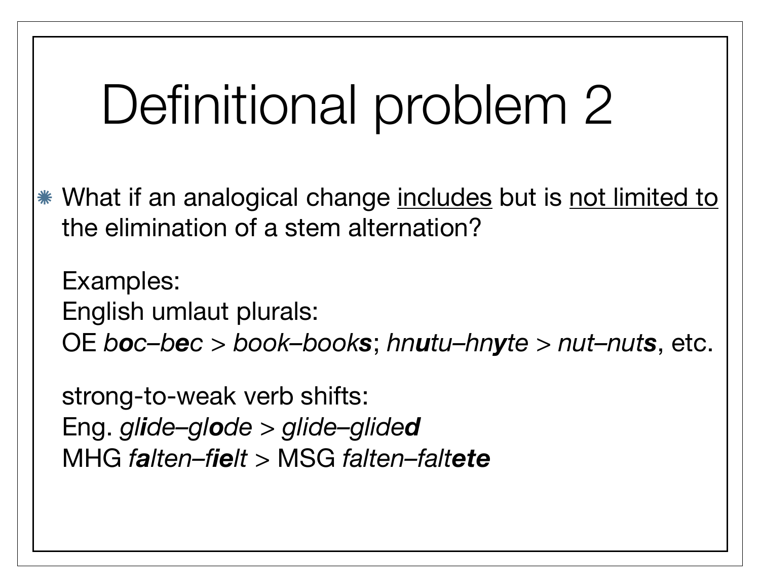# Definitional problem 2

- What if an analogical change <u>includes</u> but is <u>not limited to</u> the elimination of a stem alternation?

  Examples:
  English umlaut plurals:
  OE *b**o**c–b**e**c* > *book–book**s***; *hn**u**tu–hn**y**te* > *nut–nut**s***, etc.

  strong-to-weak verb shifts:
  Eng. *gl**i**de–gl**o**de* > *glide–glide**d***
  MHG *f**a**lten–f**ie**lt* > MSG *falten–falt**ete***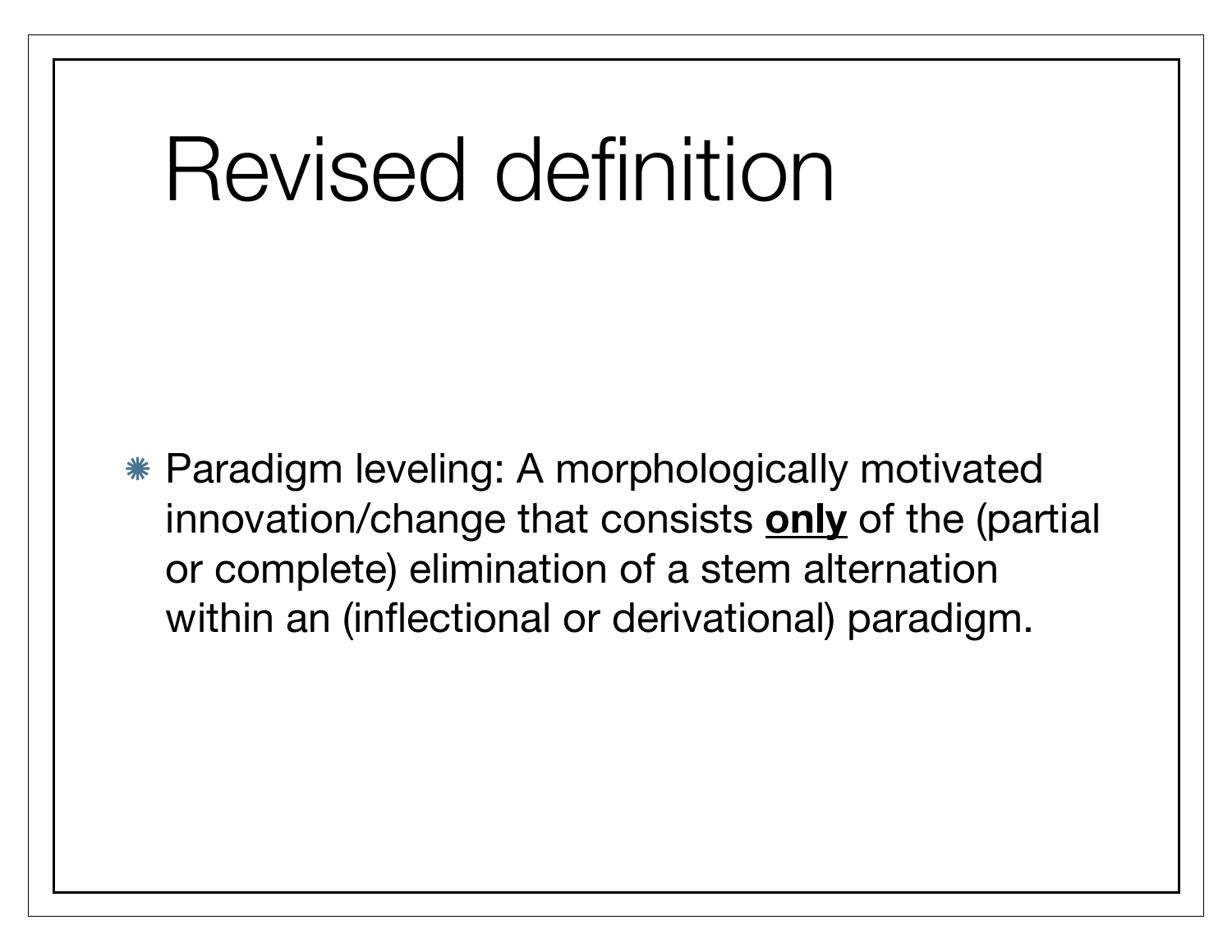# Revised definition

- Paradigm leveling: A morphologically motivated innovation/change that consists **<u>only</u>** of the (partial or complete) elimination of a stem alternation within an (inflectional or derivational) paradigm.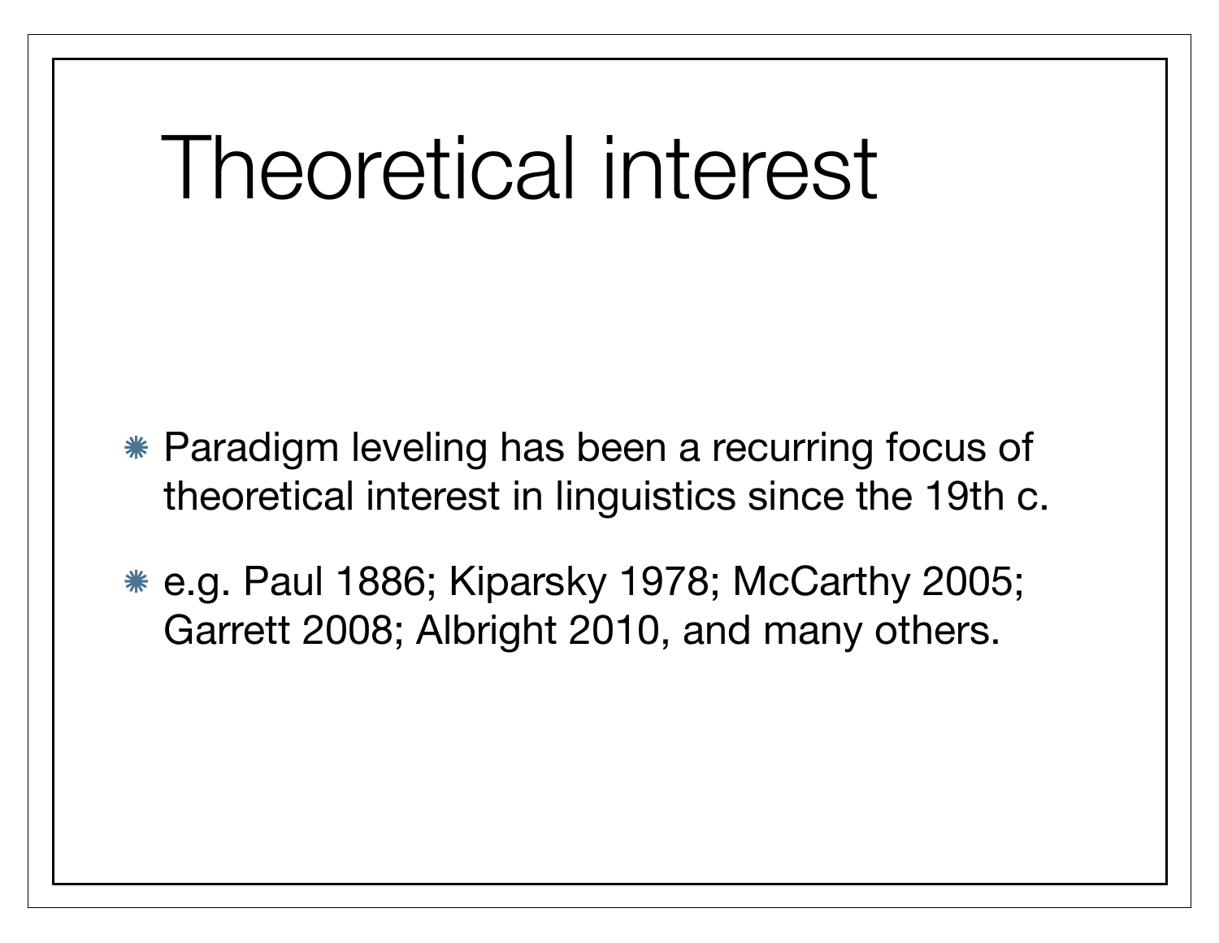# Theoretical interest

- Paradigm leveling has been a recurring focus of theoretical interest in linguistics since the 19th c.
- e.g. Paul 1886; Kiparsky 1978; McCarthy 2005; Garrett 2008; Albright 2010, and many others.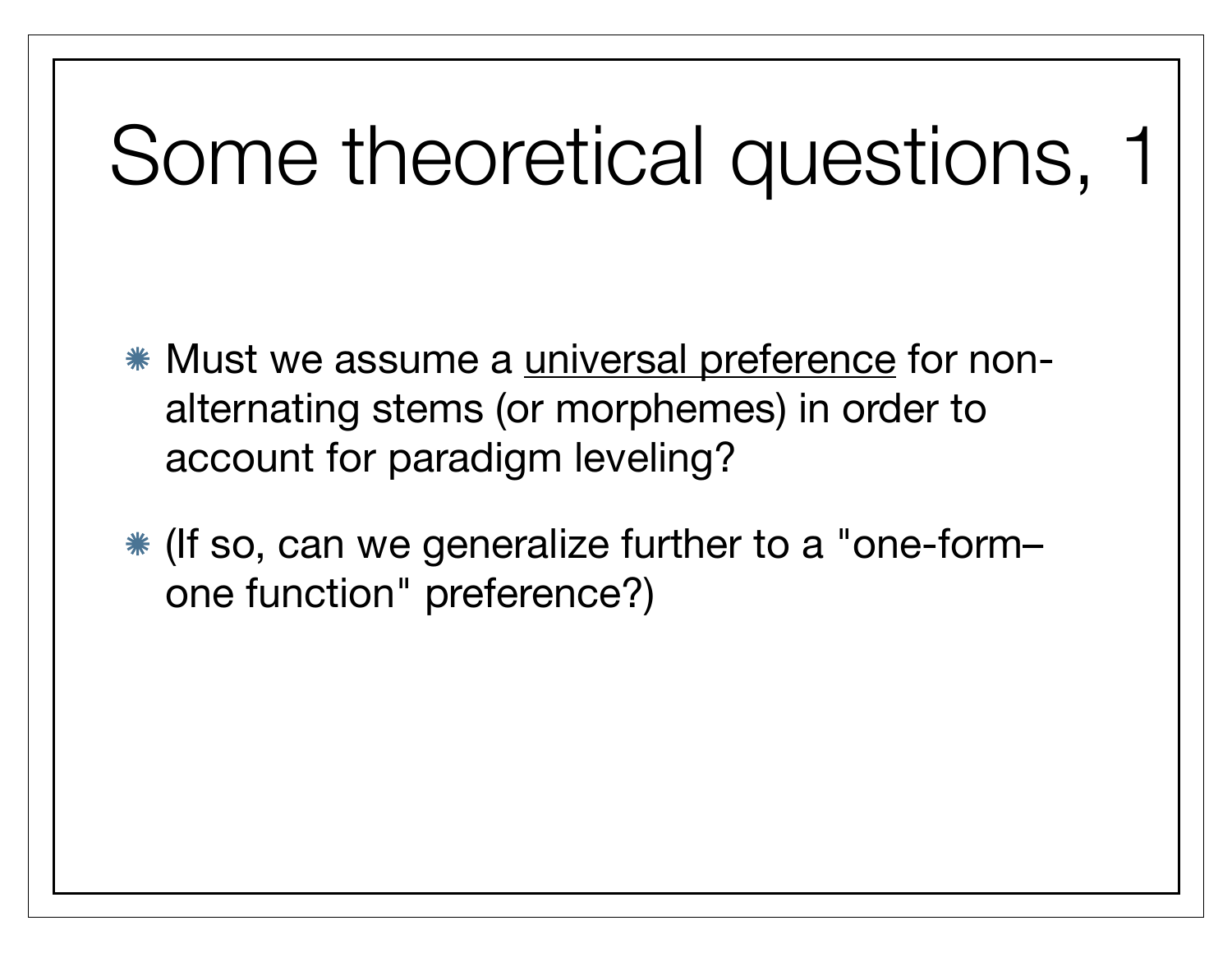# Some theoretical questions, 1

- Must we assume a <u>universal preference</u> for non-alternating stems (or morphemes) in order to account for paradigm leveling?
- (If so, can we generalize further to a "one-form–one function" preference?)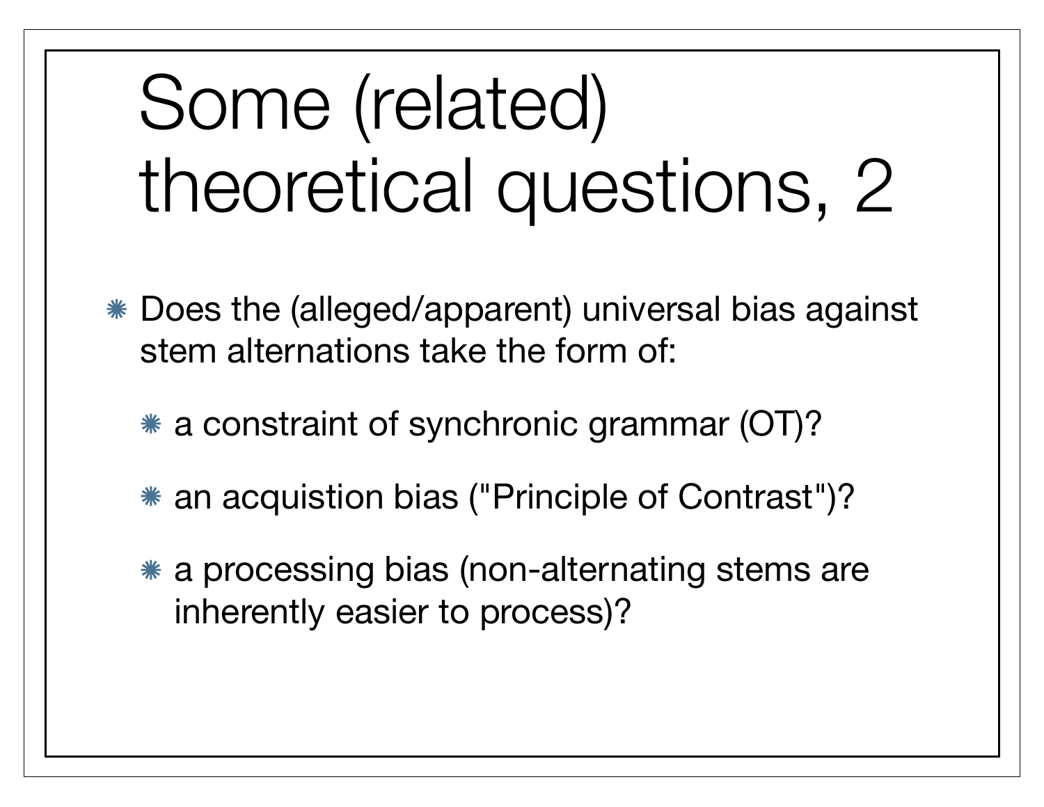# Some (related) theoretical questions, 2

- Does the (alleged/apparent) universal bias against stem alternations take the form of:
  - a constraint of synchronic grammar (OT)?
  - an acquistion bias ("Principle of Contrast")?
  - a processing bias (non-alternating stems are inherently easier to process)?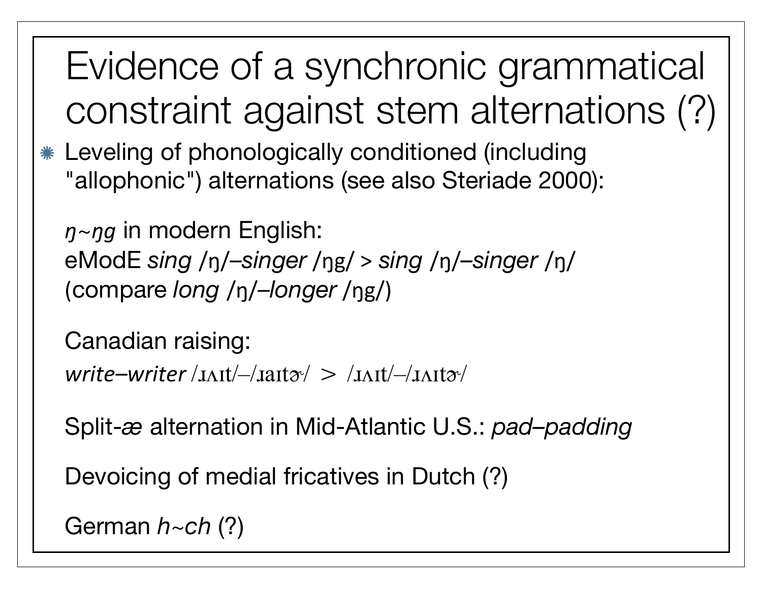# Evidence of a synchronic grammatical constraint against stem alternations (?)

- Leveling of phonologically conditioned (including "allophonic") alternations (see also Steriade 2000):

  *ŋ~ŋg* in modern English:
  eModE *sing* /ŋ/–*singer* /ŋg/ > *sing* /ŋ/–*singer* /ŋ/
  (compare *long* /ŋ/–*longer* /ŋg/)

  Canadian raising:
  *write–writer* /ɹʌɪt/–/ɹaɪtɚ/ > /ɹʌɪt/–/ɹʌɪtɚ/

  Split-*æ* alternation in Mid-Atlantic U.S.: *pad–padding*

  Devoicing of medial fricatives in Dutch (?)

  German *h~ch* (?)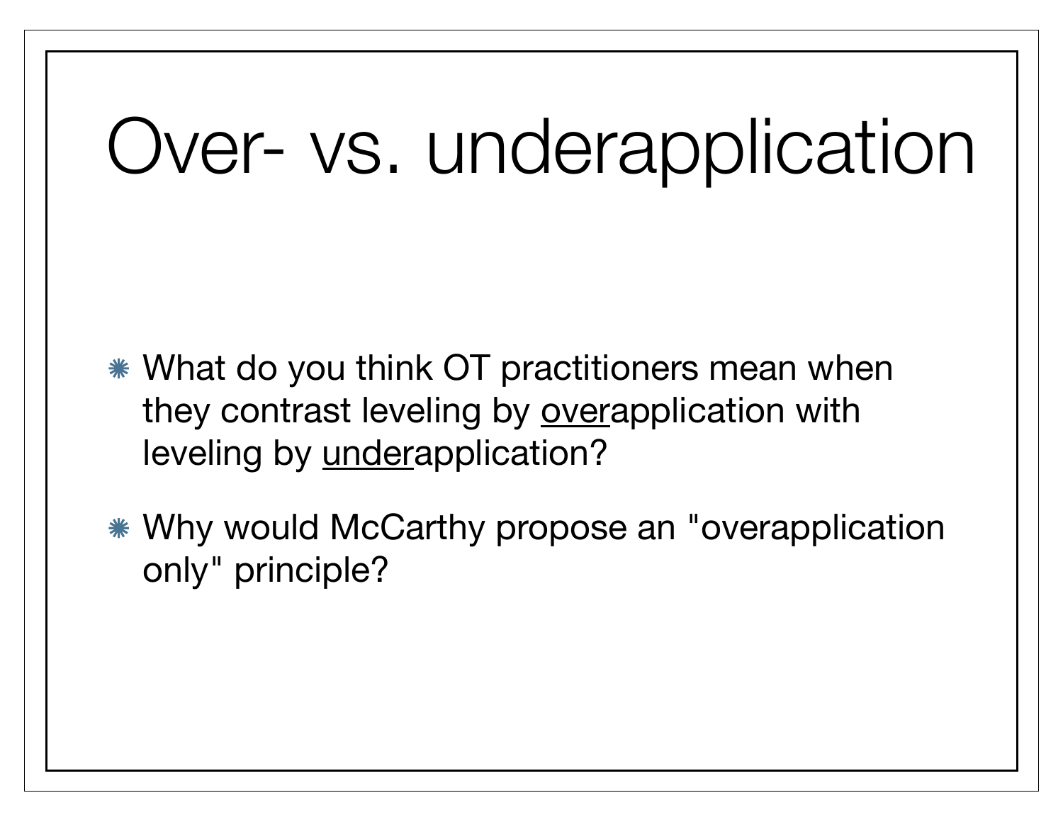# Over- vs. underapplication

- What do you think OT practitioners mean when they contrast leveling by <u>over</u>application with leveling by <u>under</u>application?
- Why would McCarthy propose an "overapplication only" principle?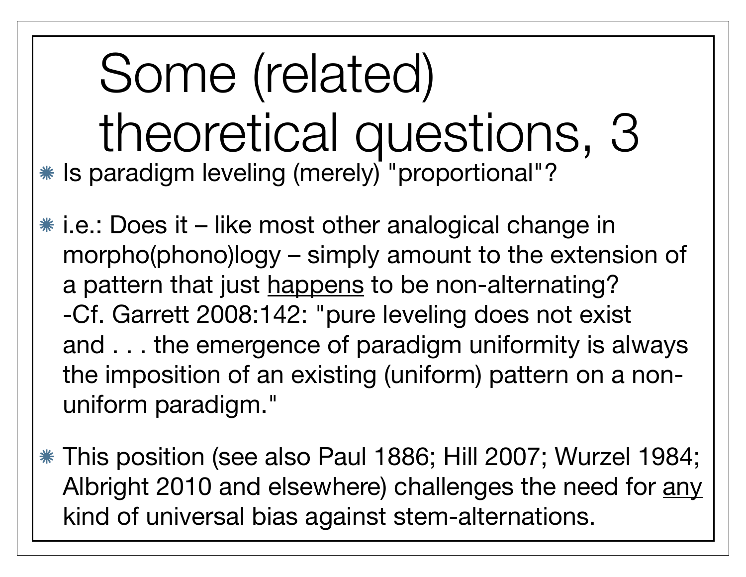# Some (related) theoretical questions, 3

- Is paradigm leveling (merely) "proportional"?
- i.e.: Does it – like most other analogical change in morpho(phono)logy – simply amount to the extension of a pattern that just <u>happens</u> to be non-alternating?
  -Cf. Garrett 2008:142: "pure leveling does not exist and . . . the emergence of paradigm uniformity is always the imposition of an existing (uniform) pattern on a non-uniform paradigm."
- This position (see also Paul 1886; Hill 2007; Wurzel 1984; Albright 2010 and elsewhere) challenges the need for <u>any</u> kind of universal bias against stem-alternations.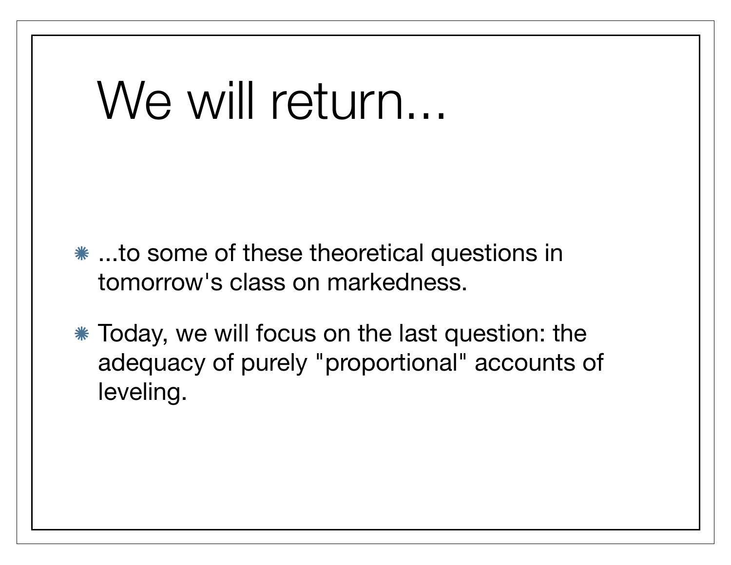# We will return...

- ...to some of these theoretical questions in tomorrow's class on markedness.
- Today, we will focus on the last question: the adequacy of purely "proportional" accounts of leveling.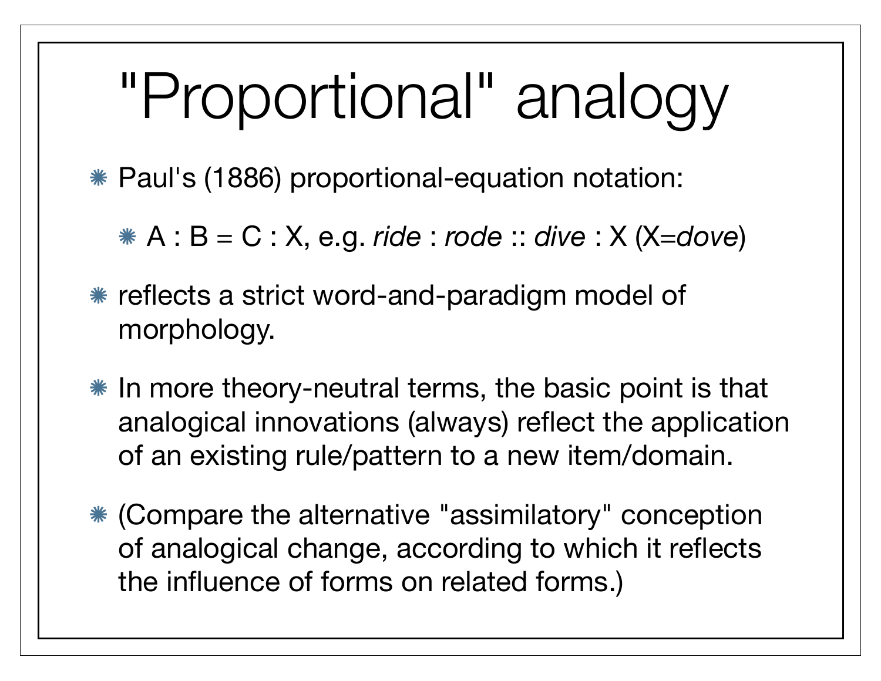# "Proportional" analogy

- Paul's (1886) proportional-equation notation:
  - A : B = C : X, e.g. *ride* : *rode* :: *dive* : X (X=*dove*)
- reflects a strict word-and-paradigm model of morphology.
- In more theory-neutral terms, the basic point is that analogical innovations (always) reflect the application of an existing rule/pattern to a new item/domain.
- (Compare the alternative "assimilatory" conception of analogical change, according to which it reflects the influence of forms on related forms.)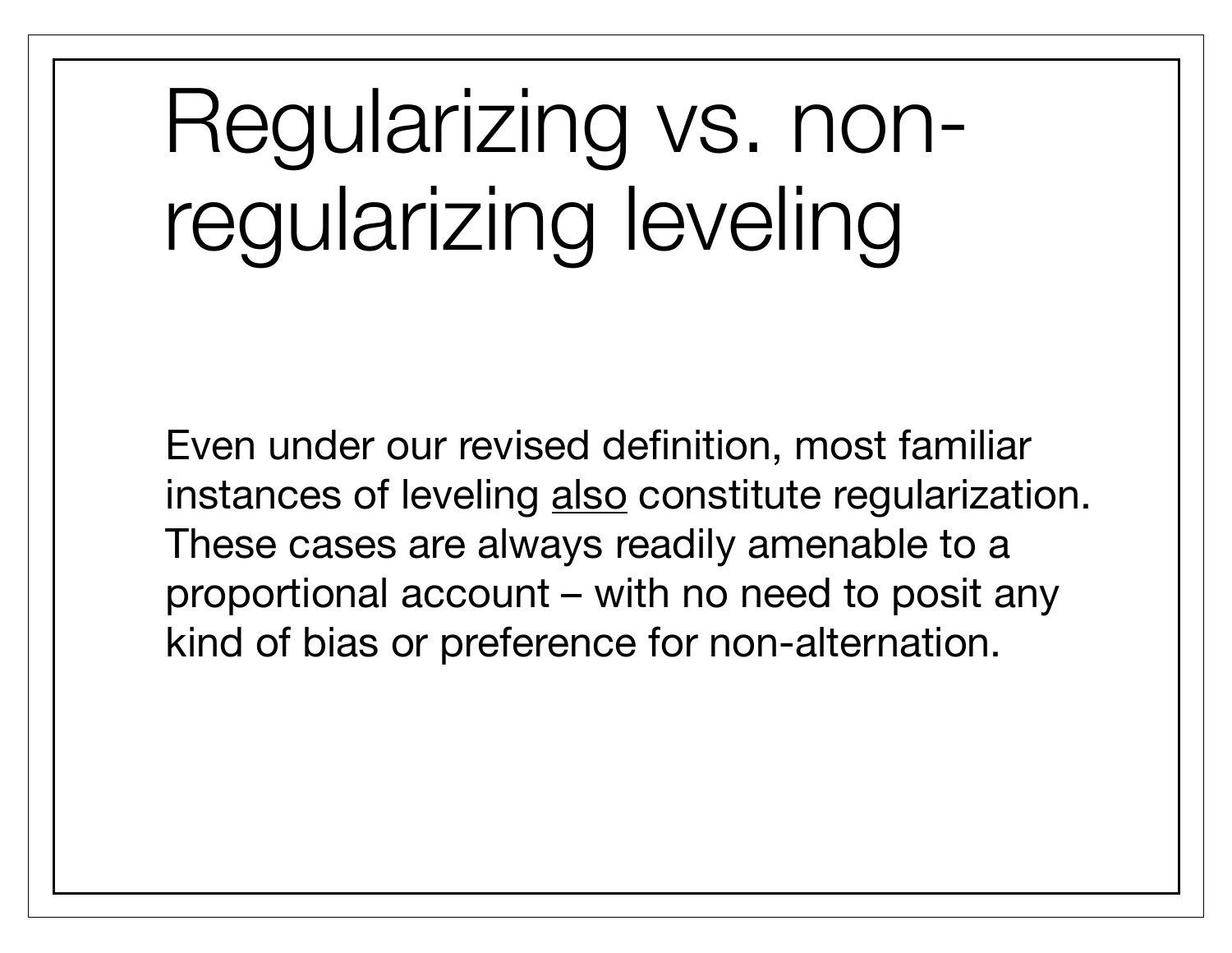# Regularizing vs. non-regularizing leveling

Even under our revised definition, most familiar instances of leveling <u>also</u> constitute regularization. These cases are always readily amenable to a proportional account – with no need to posit any kind of bias or preference for non-alternation.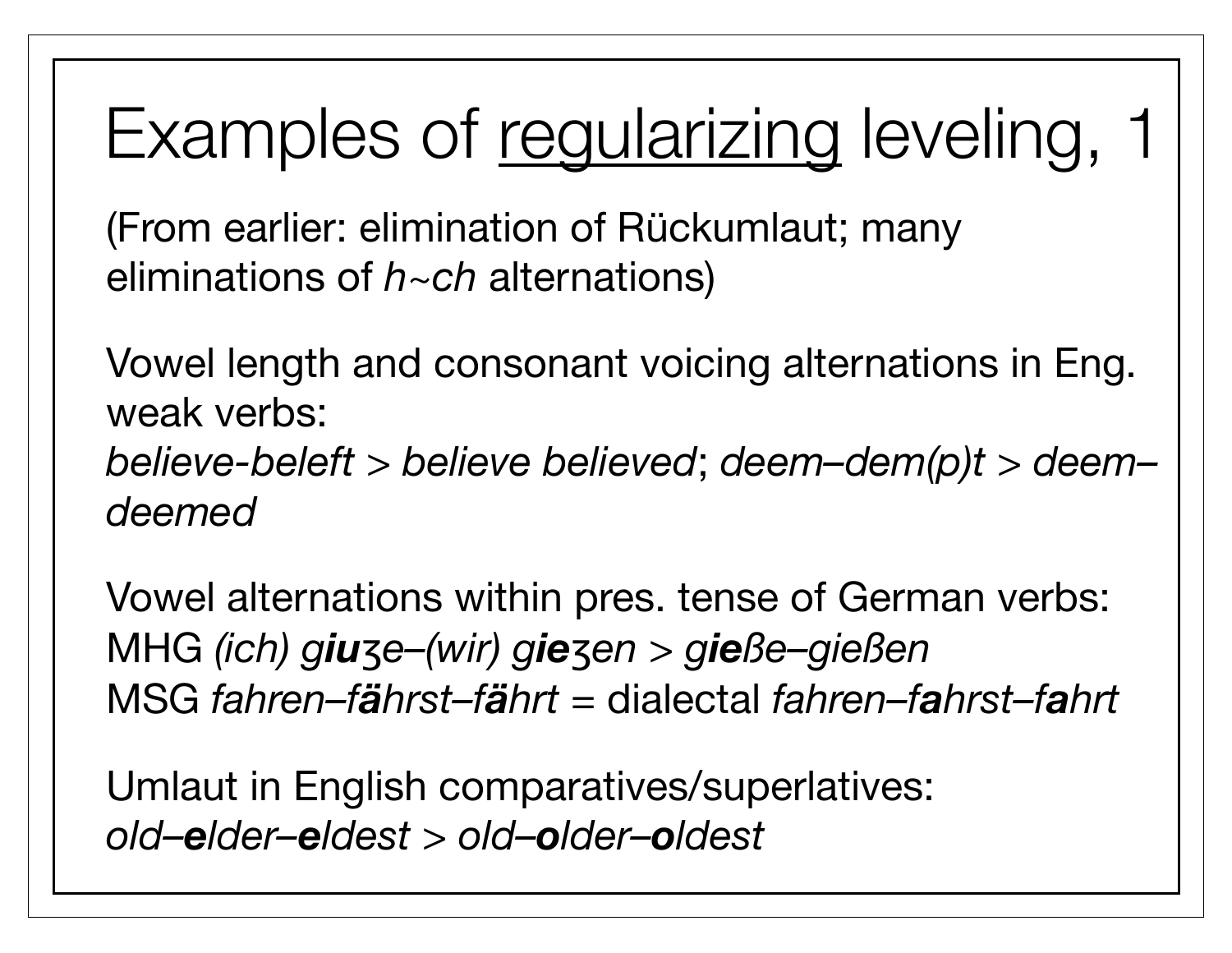# Examples of <u>regularizing</u> leveling, 1

(From earlier: elimination of Rückumlaut; many eliminations of *h~ch* alternations)

Vowel length and consonant voicing alternations in Eng. weak verbs:
*believe-beleft* > *believe believed*; *deem–dem(p)t* > *deem–deemed*

Vowel alternations within pres. tense of German verbs:
MHG *(ich) g**iu**ʒe–(wir) g**ie**ʒen* > *g**ie**ße–gießen*
MSG *fahren–f**ä**hrst–f**ä**hrt* = dialectal *fahren–f**a**hrst–f**a**hrt*

Umlaut in English comparatives/superlatives:
*old–**e**lder–**e**ldest* > *old–**o**lder–**o**ldest*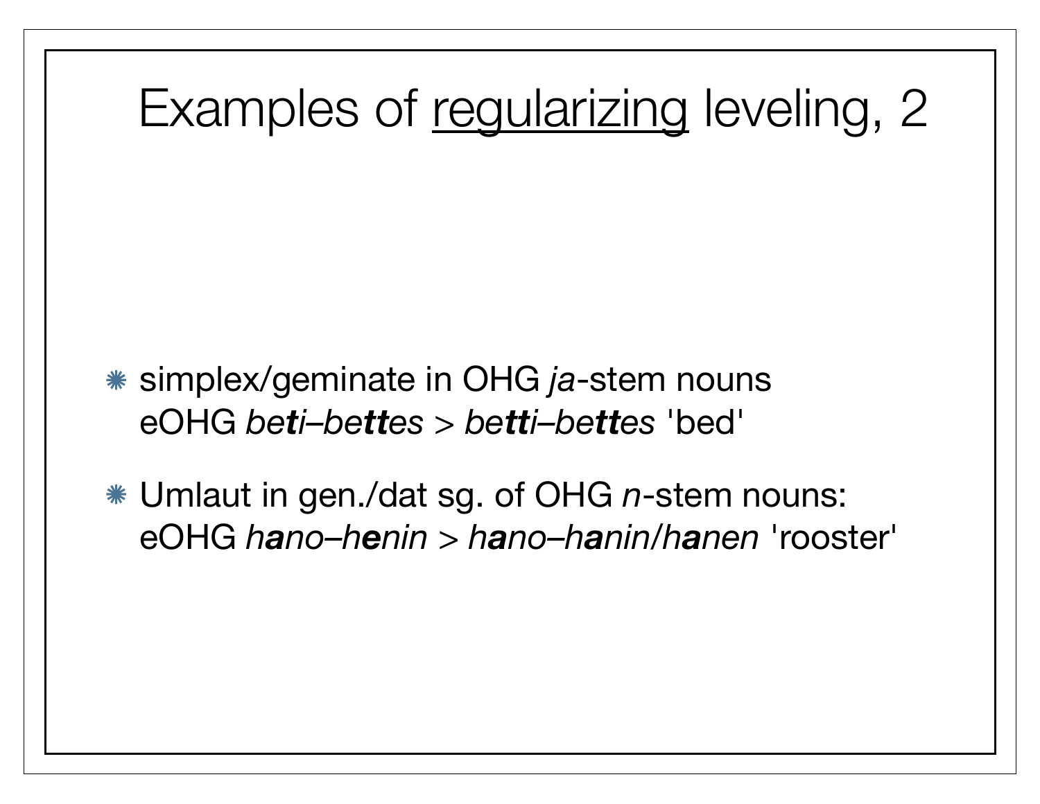# Examples of <u>regularizing</u> leveling, 2

- simplex/geminate in OHG *ja*-stem nouns
  eOHG *be**t**i–be**tt**es* > *be**tt**i–be**tt**es* 'bed'

- Umlaut in gen./dat sg. of OHG *n*-stem nouns:
  eOHG *h**a**no–h**e**nin* > *h**a**no–h**a**nin/h**a**nen* 'rooster'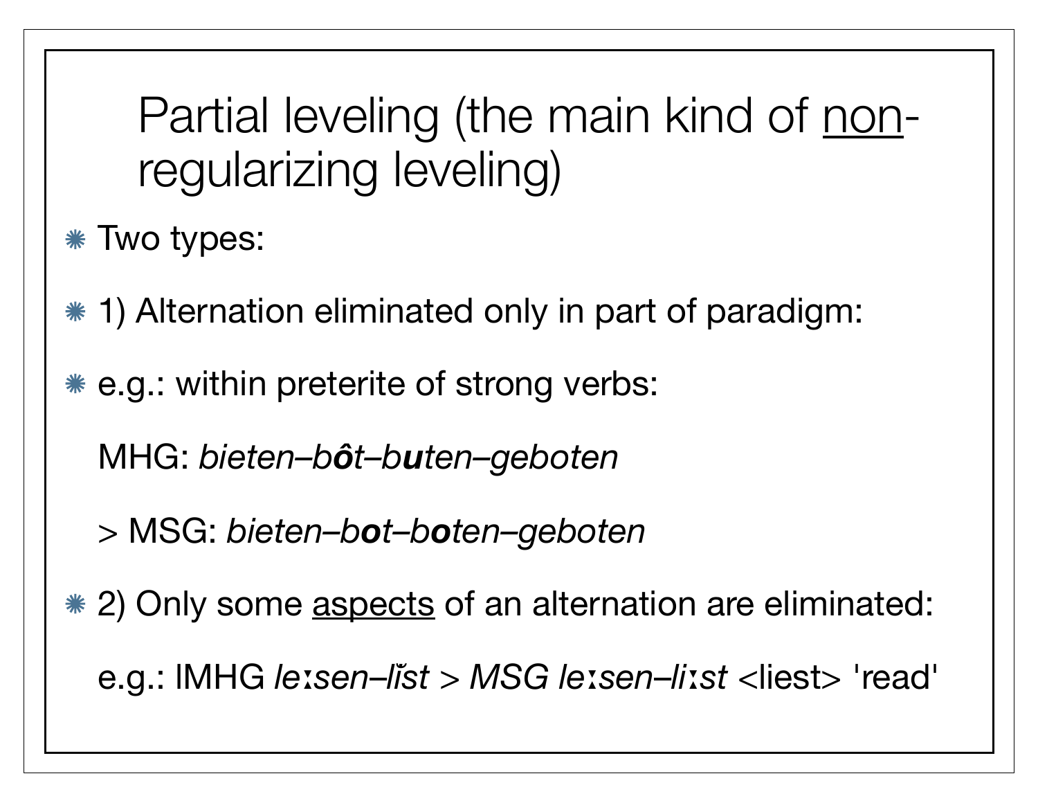# Partial leveling (the main kind of <u>non</u>-regularizing leveling)

- Two types:
- 1) Alternation eliminated only in part of paradigm:
- e.g.: within preterite of strong verbs:

  MHG: *bieten–b**ô**t–b**u**ten–geboten*

  > MSG: *bieten–b**o**t–b**o**ten–geboten*

- 2) Only some <u>aspects</u> of an alternation are eliminated:

  e.g.: lMHG *leːsen–lĭst > MSG leːsen–liːst* <liest> 'read'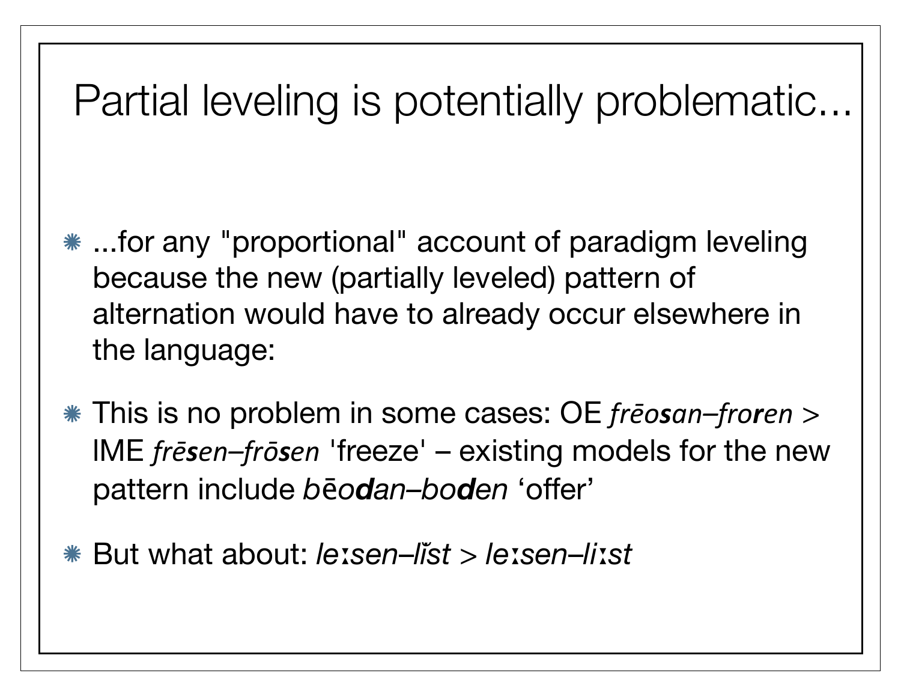# Partial leveling is potentially problematic...

- ...for any "proportional" account of paradigm leveling because the new (partially leveled) pattern of alternation would have to already occur elsewhere in the language:
- This is no problem in some cases: OE *frēo**s**an–fro**r**en* > lME *frē**s**en–frō**s**en* 'freeze' – existing models for the new pattern include *bēo**d**an–bo**d**en* 'offer'
- But what about: *leːsen–lĭst* > *leːsen–liːst*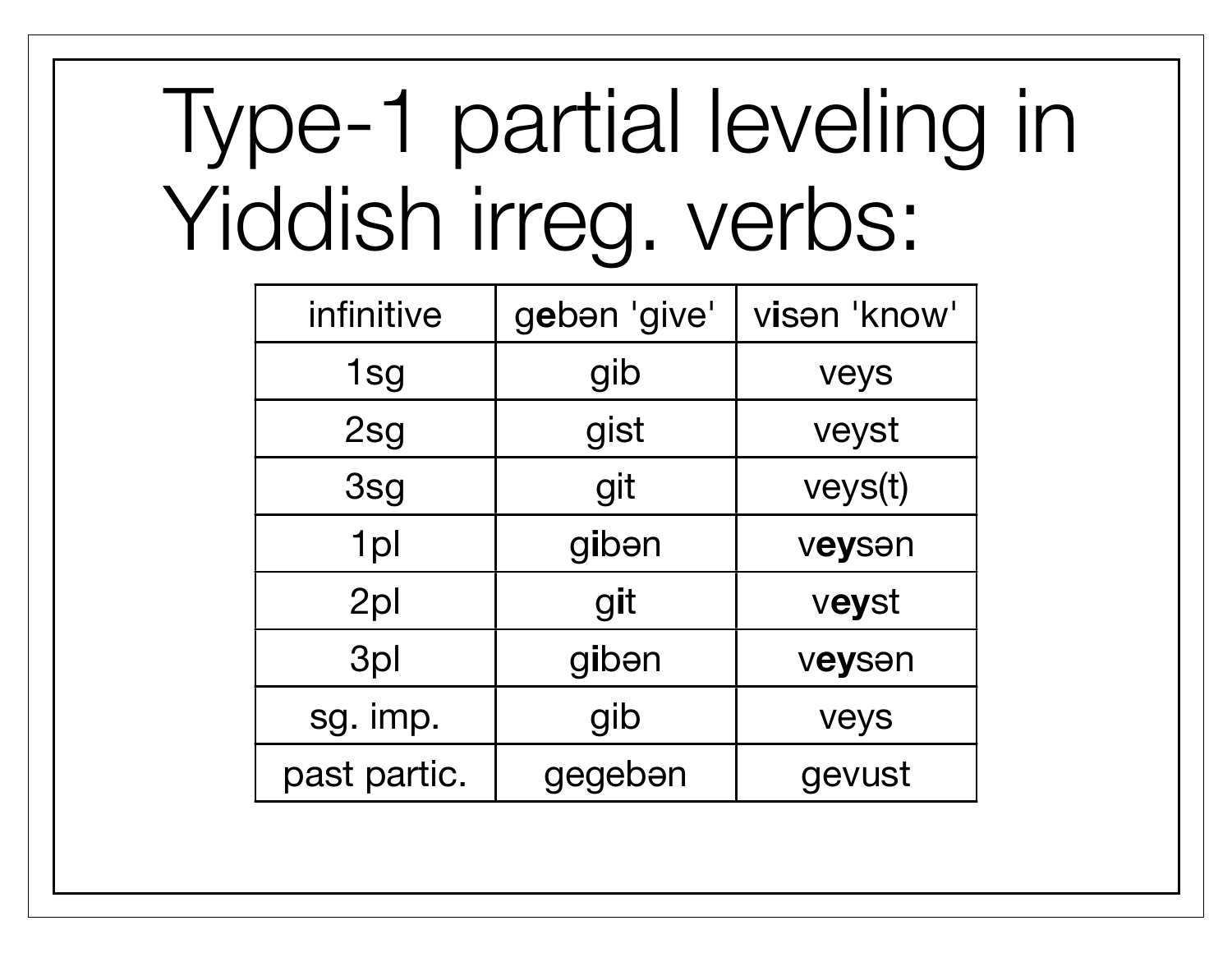# Type-1 partial leveling in Yiddish irreg. verbs:

| infinitive | g**e**bən 'give' | v**i**sən 'know' |
|---|---|---|
| 1sg | gib | veys |
| 2sg | gist | veyst |
| 3sg | git | veys(t) |
| 1pl | g**i**bən | v**ey**sən |
| 2pl | g**i**t | v**ey**st |
| 3pl | g**i**bən | v**ey**sən |
| sg. imp. | gib | veys |
| past partic. | gegebən | gevust |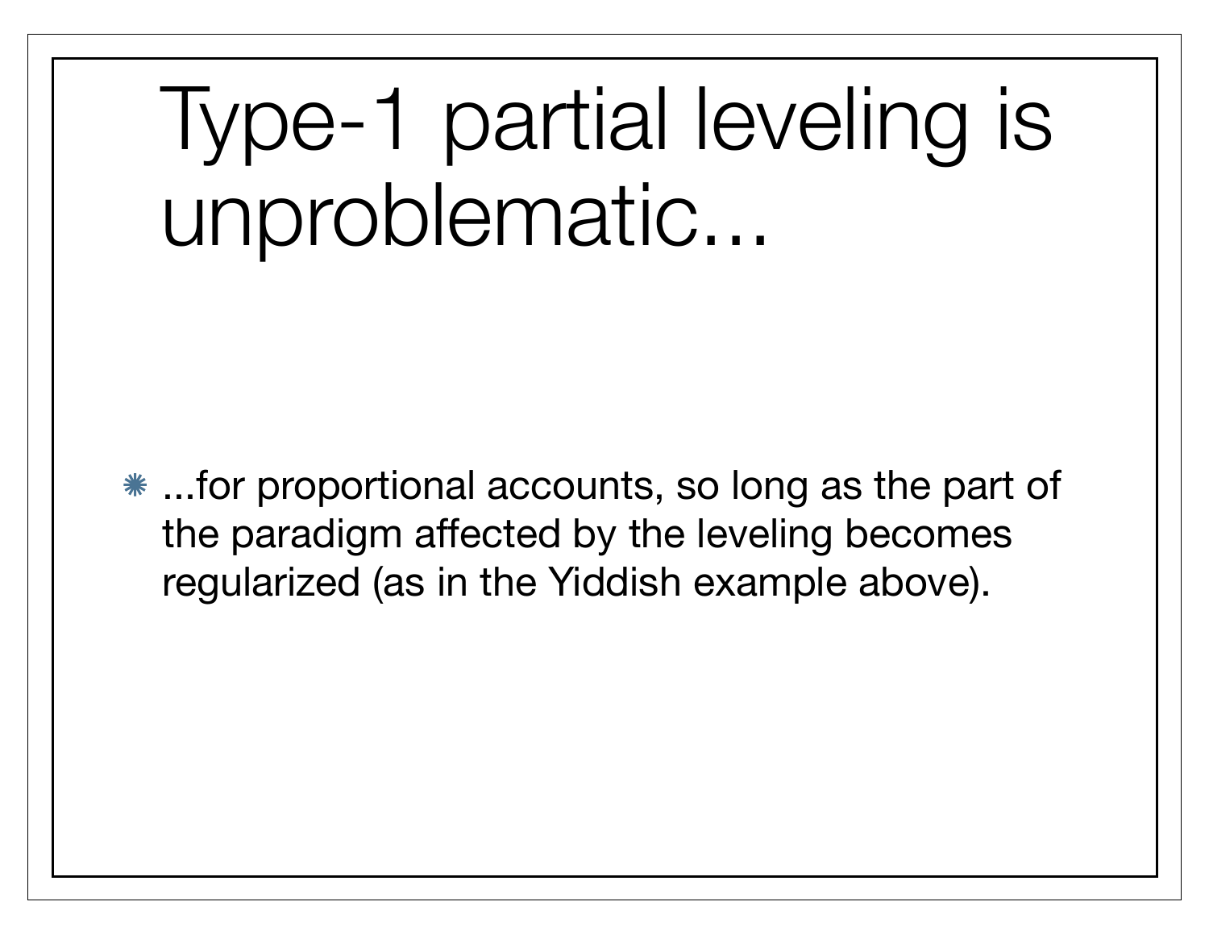# Type-1 partial leveling is unproblematic...

- ...for proportional accounts, so long as the part of the paradigm affected by the leveling becomes regularized (as in the Yiddish example above).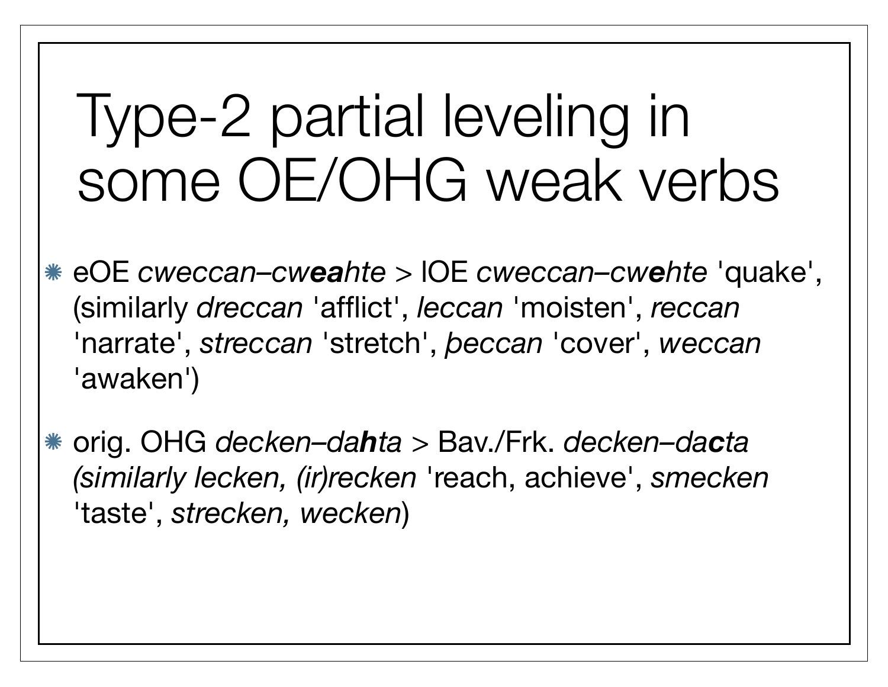# Type-2 partial leveling in some OE/OHG weak verbs

- eOE *cweccan–cw**ea**hte* > lOE *cweccan–cw**e**hte* 'quake', (similarly *dreccan* 'afflict', *leccan* 'moisten', *reccan* 'narrate', *streccan* 'stretch', *þeccan* 'cover', *weccan* 'awaken')
- orig. OHG *decken–da**h**ta* > Bav./Frk. *decken–da**c**ta (similarly lecken, (ir)recken* 'reach, achieve', *smecken* 'taste', *strecken, wecken*)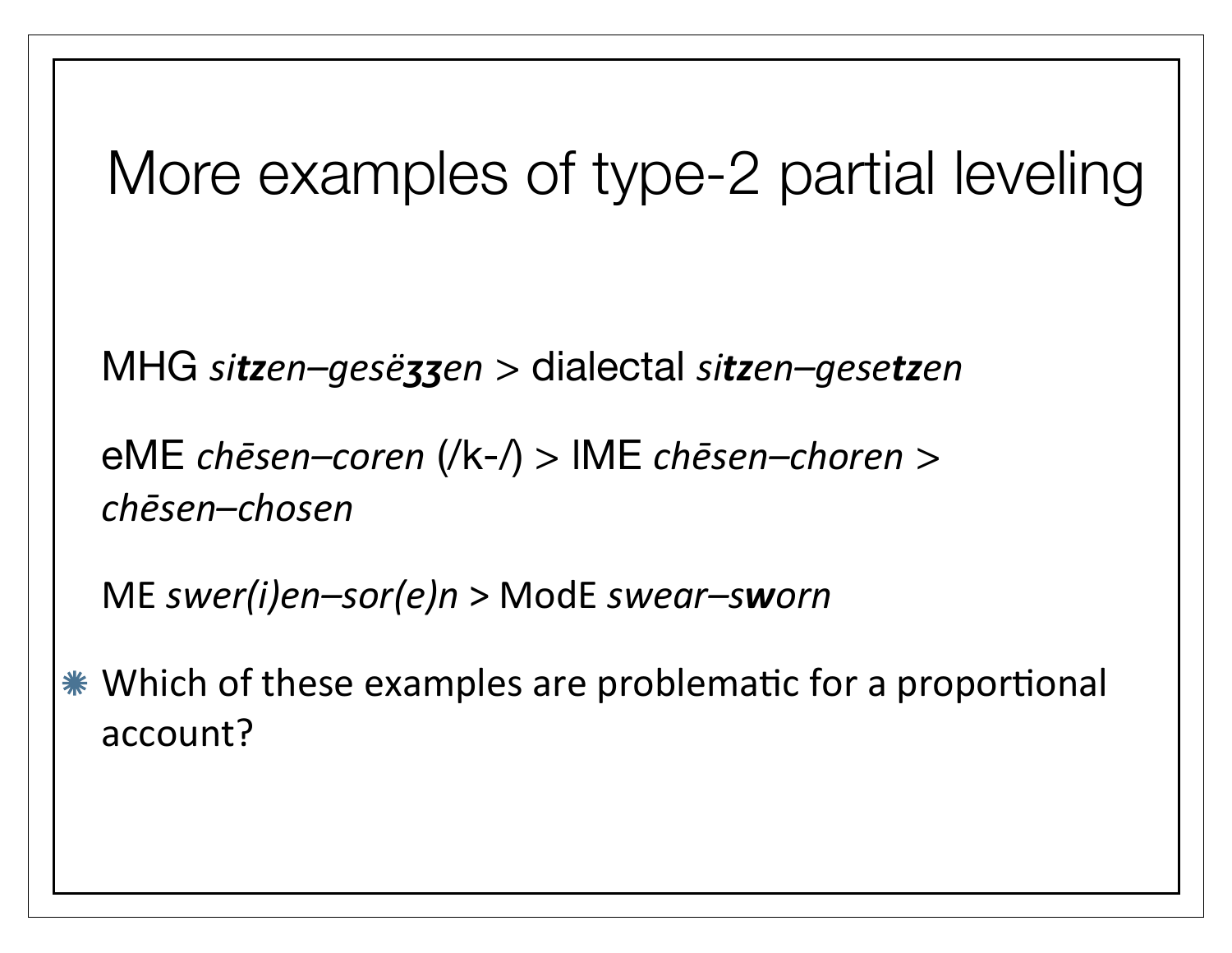# More examples of type-2 partial leveling

MHG *si**tz**en–gesë**ȝȝ**en* > dialectal *si**tz**en–gese**tz**en*

eME *chēsen–coren* (/k-/) > lME *chēsen–choren* > *chēsen–chosen*

ME *swer(i)en–sor(e)n* > ModE *swear–s**w**orn*

- Which of these examples are problematic for a proportional account?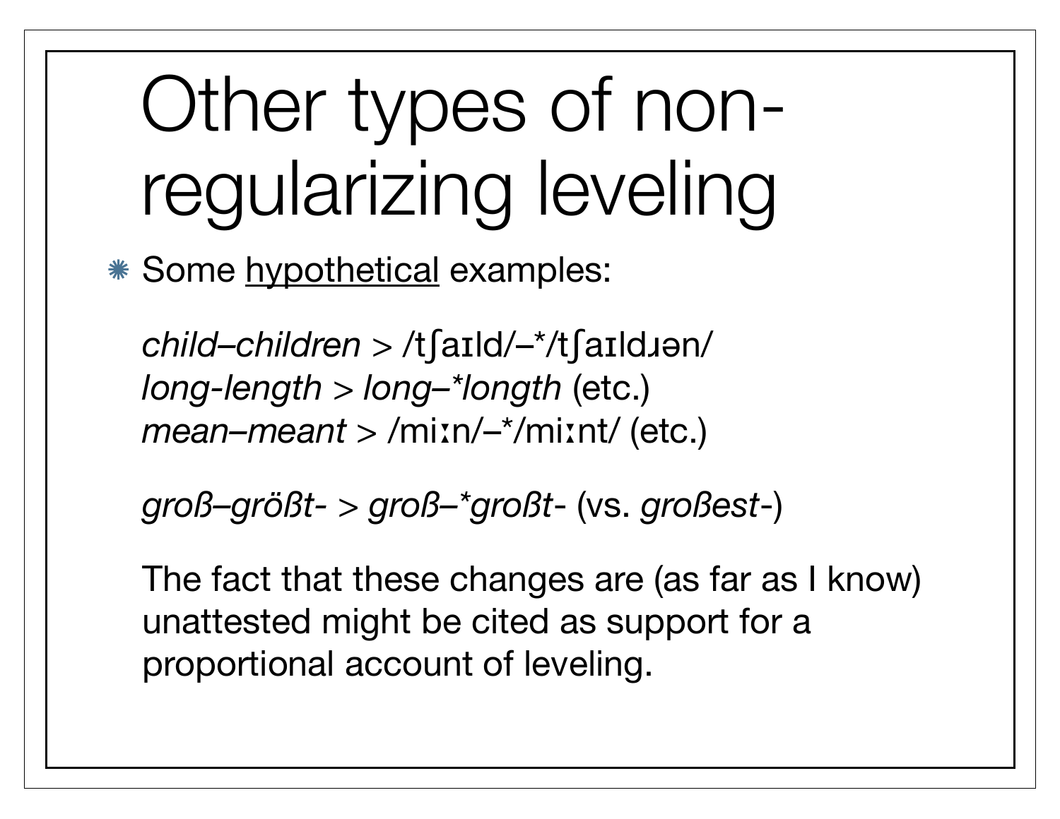# Other types of non-regularizing leveling

- Some <u>hypothetical</u> examples:

  *child–children* > /tʃaɪld/–*/tʃaɪldɹən/
  *long-length* > *long–*longth* (etc.)
  *mean–meant* > /miːn/–*/miːnt/ (etc.)

  *groß–größt-* > *groß–*großt-* (vs. *großest-*)

  The fact that these changes are (as far as I know) unattested might be cited as support for a proportional account of leveling.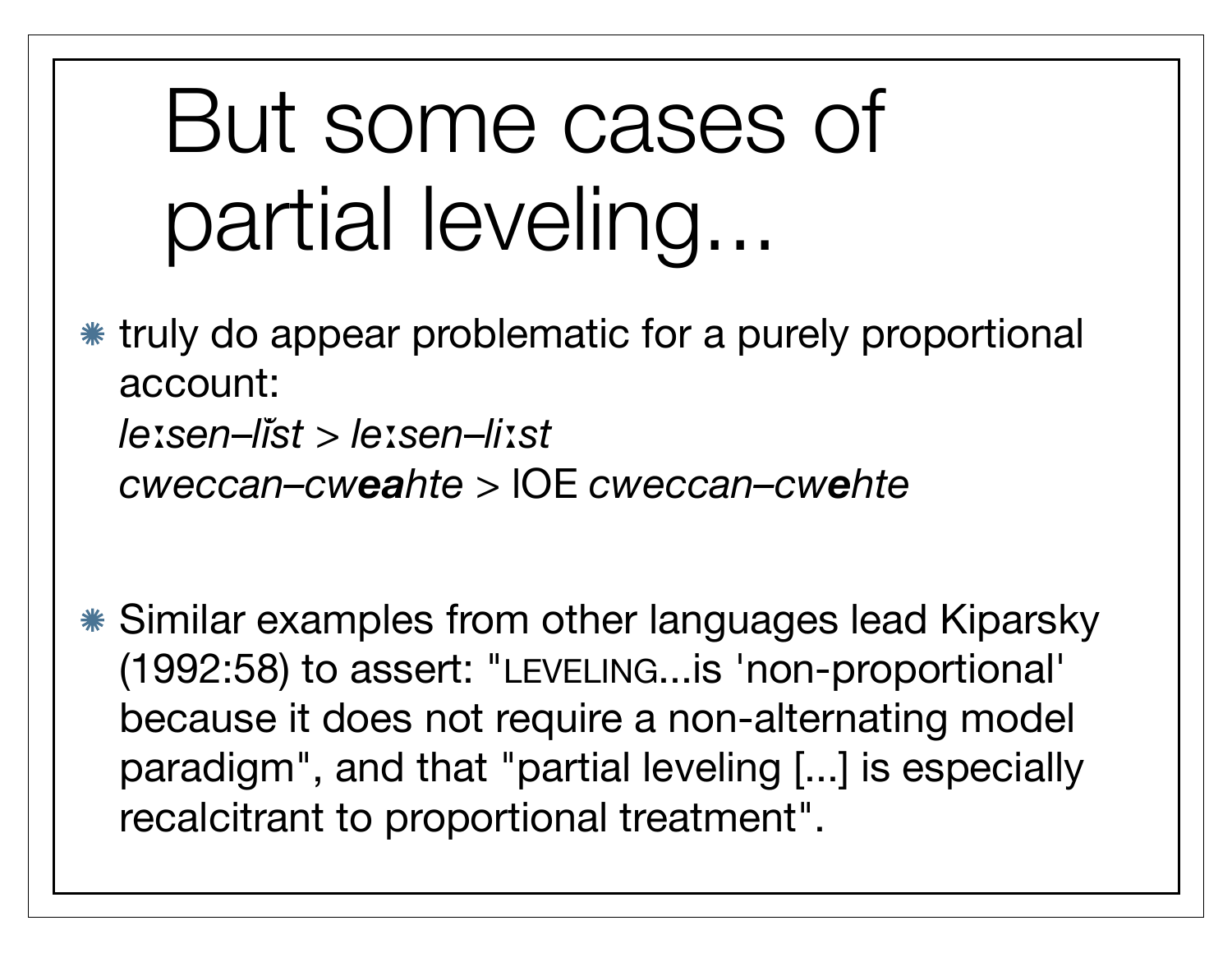# But some cases of partial leveling...

- truly do appear problematic for a purely proportional account:
  *leːsen–lĭst* > *leːsen–liːst*
  *cweccan–cw**ea**hte* > lOE *cweccan–cw**e**hte*

- Similar examples from other languages lead Kiparsky (1992:58) to assert: "LEVELING...is 'non-proportional' because it does not require a non-alternating model paradigm", and that "partial leveling [...] is especially recalcitrant to proportional treatment".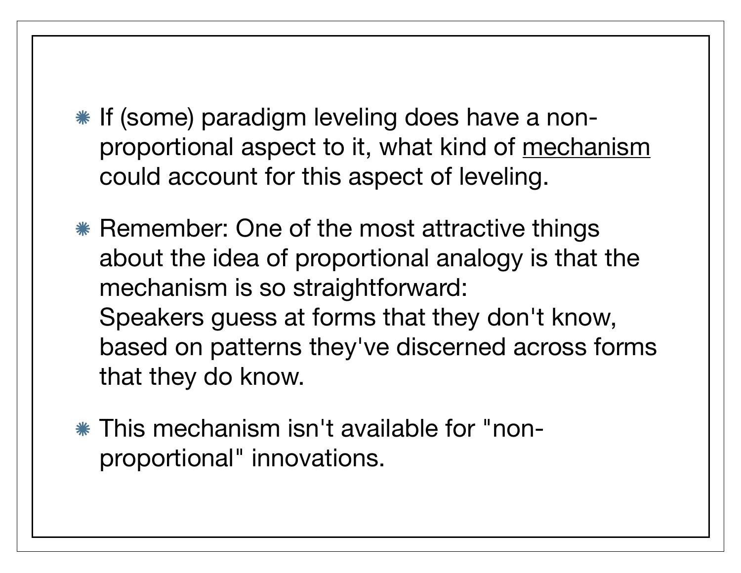- If (some) paradigm leveling does have a non-proportional aspect to it, what kind of <u>mechanism</u> could account for this aspect of leveling.

- Remember: One of the most attractive things about the idea of proportional analogy is that the mechanism is so straightforward:
  Speakers guess at forms that they don't know, based on patterns they've discerned across forms that they do know.

- This mechanism isn't available for "non-proportional" innovations.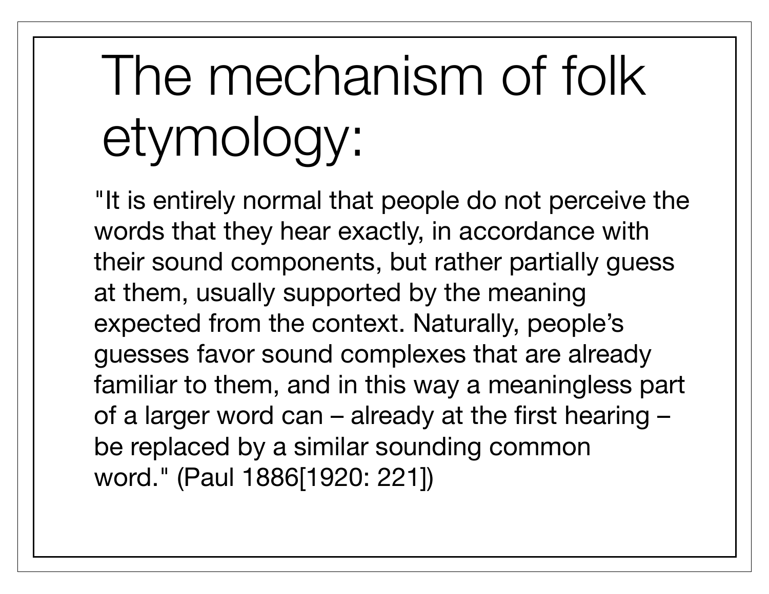# The mechanism of folk etymology:

"It is entirely normal that people do not perceive the words that they hear exactly, in accordance with their sound components, but rather partially guess at them, usually supported by the meaning expected from the context. Naturally, people's guesses favor sound complexes that are already familiar to them, and in this way a meaningless part of a larger word can – already at the first hearing – be replaced by a similar sounding common word." (Paul 1886[1920: 221])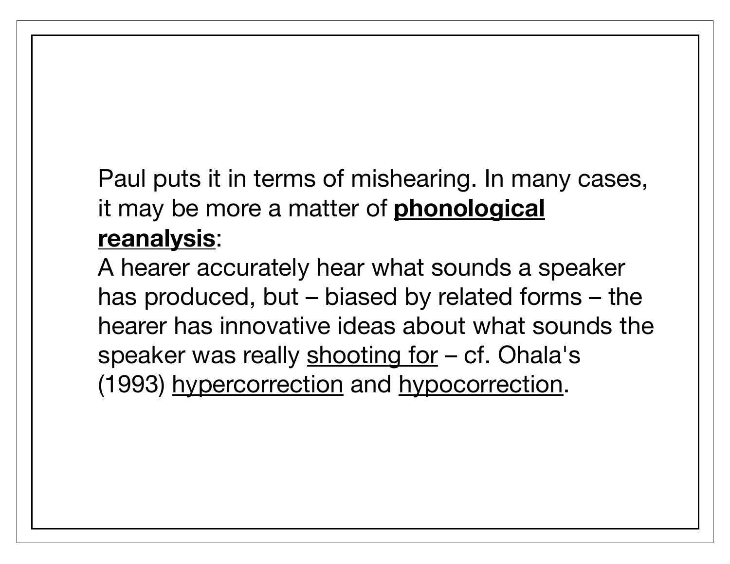Paul puts it in terms of mishearing. In many cases, it may be more a matter of **<u>phonological reanalysis</u>**:

A hearer accurately hear what sounds a speaker has produced, but – biased by related forms – the hearer has innovative ideas about what sounds the speaker was really <u>shooting for</u> – cf. Ohala's (1993) <u>hypercorrection</u> and <u>hypocorrection</u>.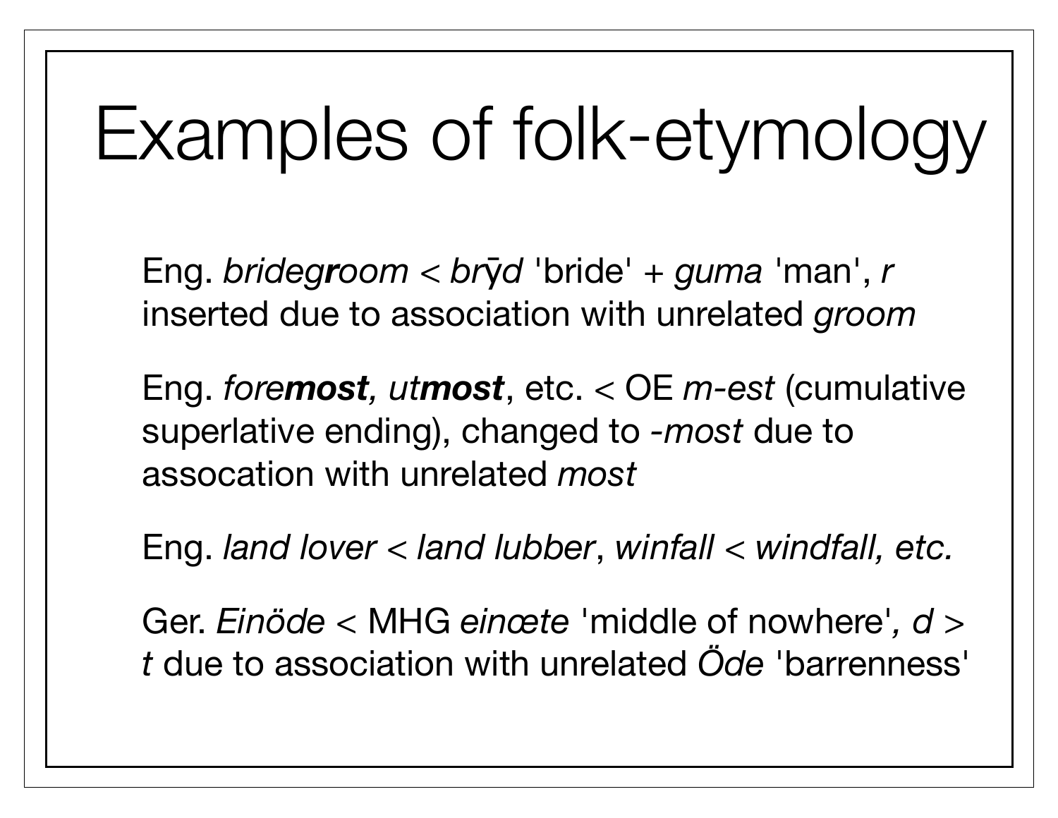# Examples of folk-etymology

Eng. *bridegroom* < *brȳd* 'bride' + *guma* 'man', *r* inserted due to association with unrelated *groom*

Eng. *fore**most**, ut**most***, etc. < OE *m-est* (cumulative superlative ending), changed to *-most* due to assocation with unrelated *most*

Eng. *land lover* < *land lubber*, *winfall* < *windfall, etc.*

Ger. *Einöde* < MHG *einœte* 'middle of nowhere', *d* > *t* due to association with unrelated *Öde* 'barrenness'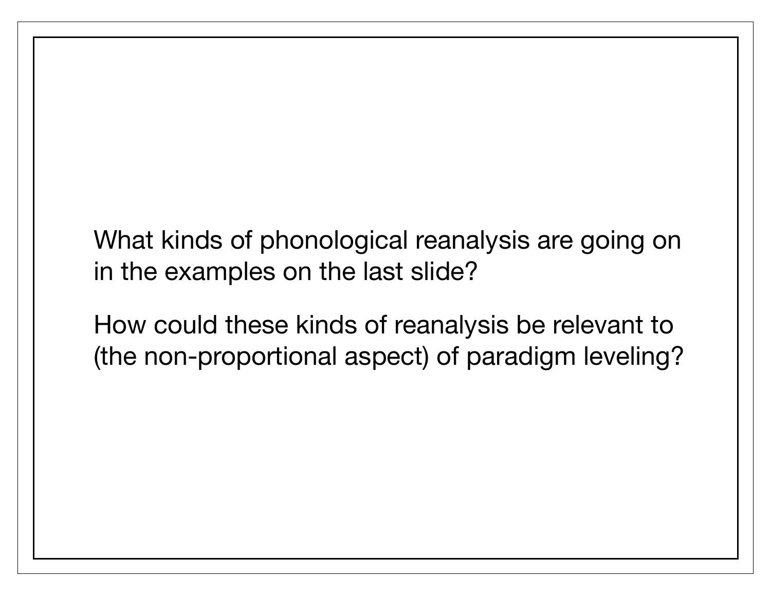What kinds of phonological reanalysis are going on in the examples on the last slide?

How could these kinds of reanalysis be relevant to (the non-proportional aspect) of paradigm leveling?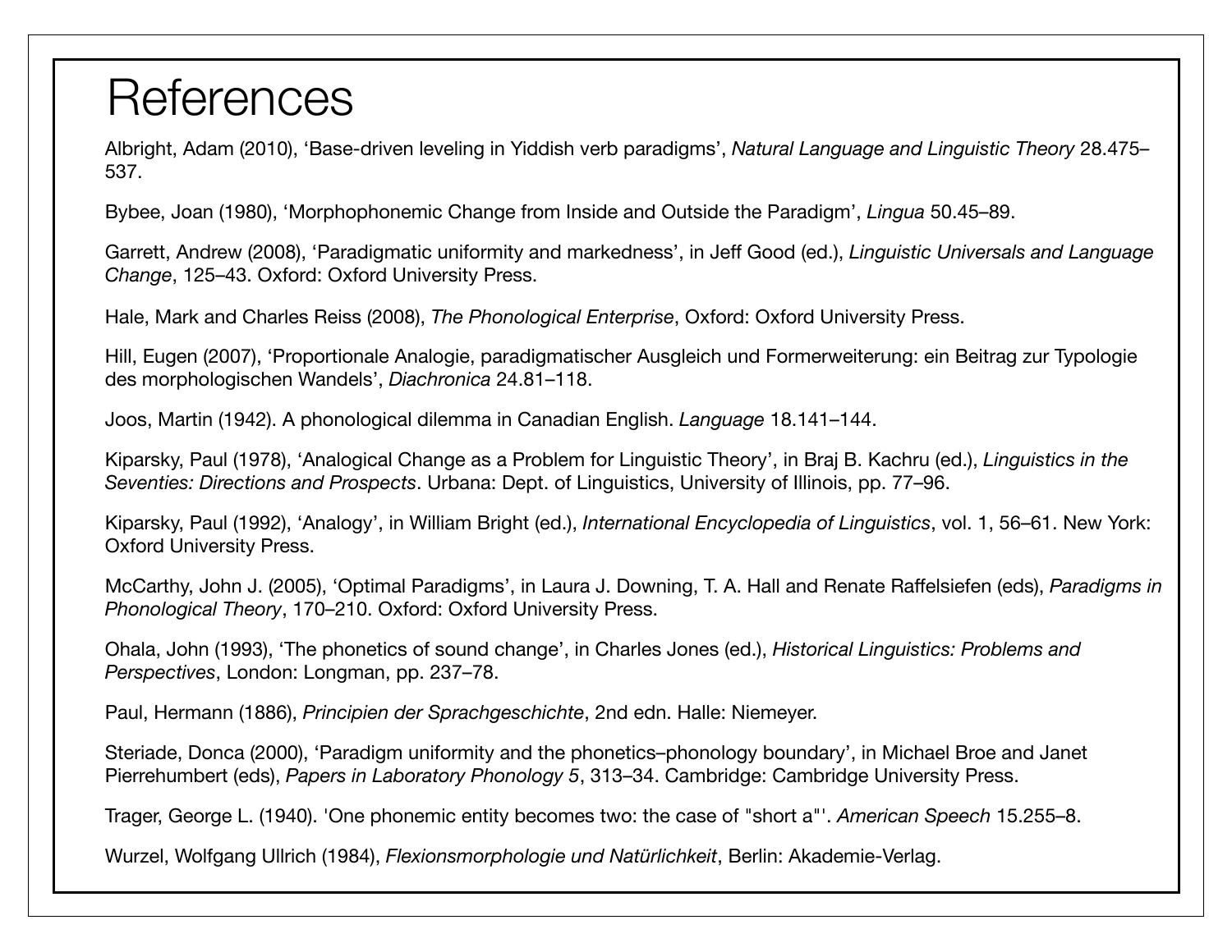# References

Albright, Adam (2010), 'Base-driven leveling in Yiddish verb paradigms', *Natural Language and Linguistic Theory* 28.475–537.

Bybee, Joan (1980), 'Morphophonemic Change from Inside and Outside the Paradigm', *Lingua* 50.45–89.

Garrett, Andrew (2008), 'Paradigmatic uniformity and markedness', in Jeff Good (ed.), *Linguistic Universals and Language Change*, 125–43. Oxford: Oxford University Press.

Hale, Mark and Charles Reiss (2008), *The Phonological Enterprise*, Oxford: Oxford University Press.

Hill, Eugen (2007), 'Proportionale Analogie, paradigmatischer Ausgleich und Formerweiterung: ein Beitrag zur Typologie des morphologischen Wandels', *Diachronica* 24.81–118.

Joos, Martin (1942). A phonological dilemma in Canadian English. *Language* 18.141–144.

Kiparsky, Paul (1978), 'Analogical Change as a Problem for Linguistic Theory', in Braj B. Kachru (ed.), *Linguistics in the Seventies: Directions and Prospects*. Urbana: Dept. of Linguistics, University of Illinois, pp. 77–96.

Kiparsky, Paul (1992), 'Analogy', in William Bright (ed.), *International Encyclopedia of Linguistics*, vol. 1, 56–61. New York: Oxford University Press.

McCarthy, John J. (2005), 'Optimal Paradigms', in Laura J. Downing, T. A. Hall and Renate Raffelsiefen (eds), *Paradigms in Phonological Theory*, 170–210. Oxford: Oxford University Press.

Ohala, John (1993), 'The phonetics of sound change', in Charles Jones (ed.), *Historical Linguistics: Problems and Perspectives*, London: Longman, pp. 237–78.

Paul, Hermann (1886), *Principien der Sprachgeschichte*, 2nd edn. Halle: Niemeyer.

Steriade, Donca (2000), 'Paradigm uniformity and the phonetics–phonology boundary', in Michael Broe and Janet Pierrehumbert (eds), *Papers in Laboratory Phonology 5*, 313–34. Cambridge: Cambridge University Press.

Trager, George L. (1940). 'One phonemic entity becomes two: the case of "short a"'. *American Speech* 15.255–8.

Wurzel, Wolfgang Ullrich (1984), *Flexionsmorphologie und Natürlichkeit*, Berlin: Akademie-Verlag.